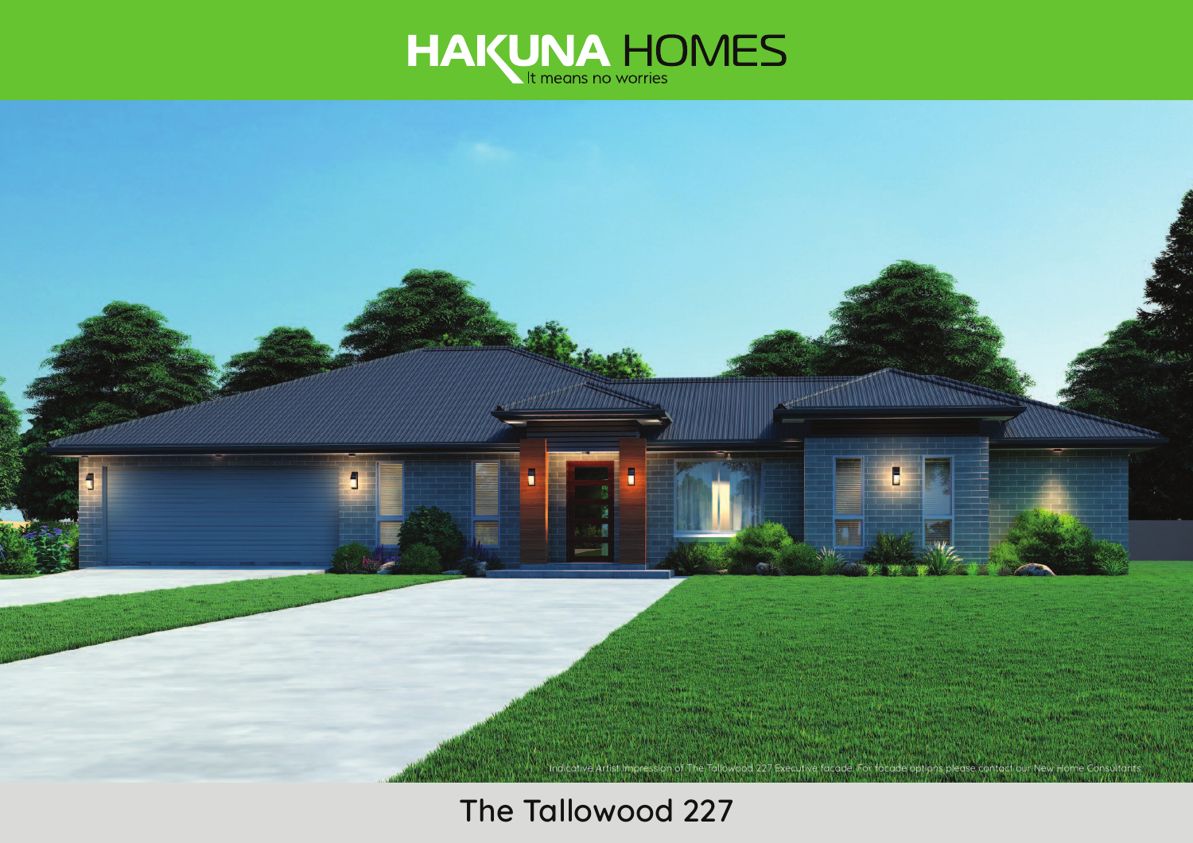# HAKUNA HOMES

It means no worries

Indicative Artist Impression of The Tallowood 227 Executive facade. For facade options please contact our New Home Consultants.

## The Tallowood 227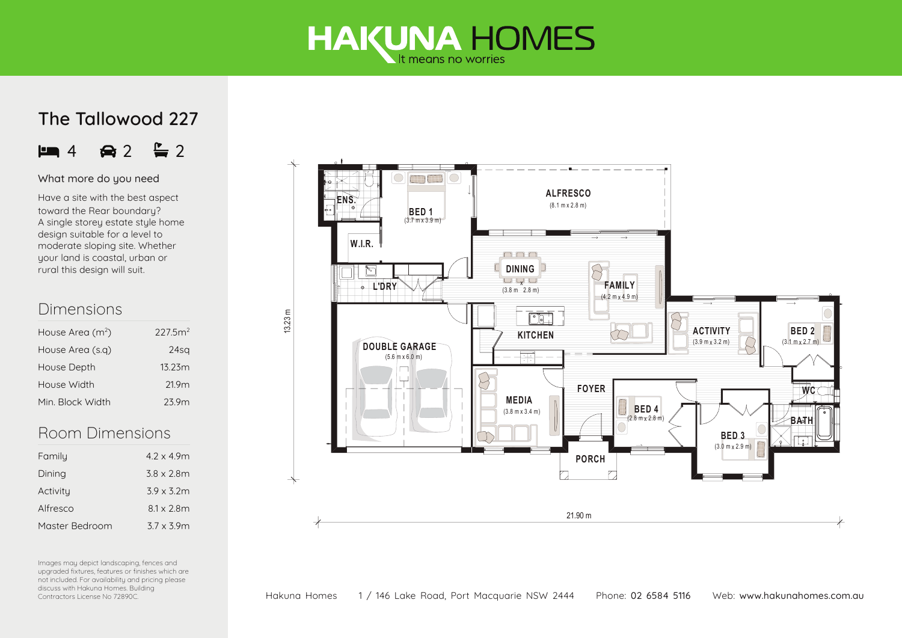HAKUNA HOMES

It means no worries

# The Tallowood 227

4 2 2

## What more do you need

Have a site with the best aspect toward the Rear boundary? A single storey estate style home design suitable for a level to moderate sloping site. Whether your land is coastal, urban or rural this design will suit.

## Dimensions

| | |
|---|---|
| House Area ($m^2$) | $227.5m^2$ |
| House Area (s.q) | 24sq |
| House Depth | 13.23m |
| House Width | 21.9m |
| Min. Block Width | 23.9m |

## Room Dimensions

| | |
|---|---|
| Family | 4.2 x 4.9m |
| Dining | 3.8 x 2.8m |
| Activity | 3.9 x 3.2m |
| Alfresco | 8.1 x 2.8m |
| Master Bedroom | 3.7 x 3.9m |

Images may depict landscaping, fences and upgraded fixtures, features or finishes which are not included. For availability and pricing please discuss with Hakuna Homes. Building Contractors License No 72890C.

ENS.

BED 1 (3.7 m x 3.9 m)

ALFRESCO (8.1 m x 2.8 m)

W.I.R.

DINING (3.8 m x 2.8 m)

L'DRY

FAMILY (4.2 m x 4.9 m)

KITCHEN

ACTIVITY (3.9 m x 3.2 m)

BED 2 (3.1 m x 2.7 m)

DOUBLE GARAGE (5.6 m x 6.0 m)

MEDIA (3.8 m x 3.4 m)

FOYER

BED 4 (2.8 m x 2.8 m)

WC

BATH

BED 3 (3.0 m x 2.9 m)

PORCH

13.23 m

21.90 m

Hakuna Homes 1 / 146 Lake Road, Port Macquarie NSW 2444 Phone: 02 6584 5116 Web: www.hakunahomes.com.au